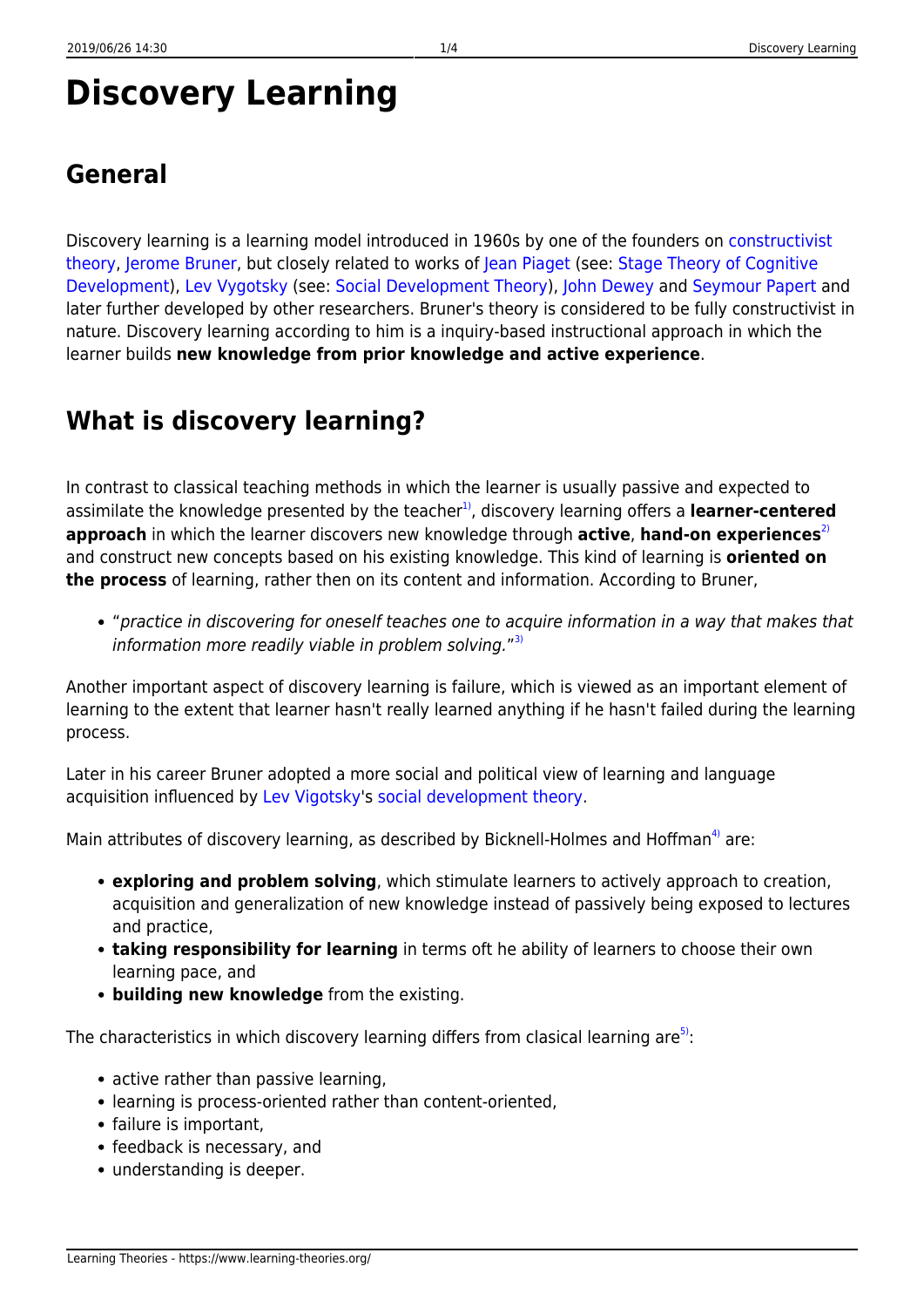# Discovery Learning

## General

Discovery learning is a learning model introduced in 1960s by one of the founders on constructivist theory, Jerome Bruner, but closely related to works of Jean Piaget (see: Stage Theory of Cognitive Development), Lev Vygotsky (see: Social Development Theory), John Dewey and Seymour Papert and later further developed by other researchers. Bruner's theory is considered to be fully constructivist in nature. Discovery learning according to him is a inquiry-based instructional approach in which the learner builds **new knowledge from prior knowledge and active experience**.

## What is discovery learning?

In contrast to classical teaching methods in which the learner is usually passive and expected to assimilate the knowledge presented by the teacher[1], discovery learning offers a **learner-centered approach** in which the learner discovers new knowledge through **active**, **hand-on experiences**[2] and construct new concepts based on his existing knowledge. This kind of learning is **oriented on the process** of learning, rather then on its content and information. According to Bruner,

- "*practice in discovering for oneself teaches one to acquire information in a way that makes that information more readily viable in problem solving.*"[3]

Another important aspect of discovery learning is failure, which is viewed as an important element of learning to the extent that learner hasn't really learned anything if he hasn't failed during the learning process.

Later in his career Bruner adopted a more social and political view of learning and language acquisition influenced by Lev Vigotsky's social development theory.

Main attributes of discovery learning, as described by Bicknell-Holmes and Hoffman[4] are:

- **exploring and problem solving**, which stimulate learners to actively approach to creation, acquisition and generalization of new knowledge instead of passively being exposed to lectures and practice,
- **taking responsibility for learning** in terms oft he ability of learners to choose their own learning pace, and
- **building new knowledge** from the existing.

The characteristics in which discovery learning differs from clasical learning are[5]:

- active rather than passive learning,
- learning is process-oriented rather than content-oriented,
- failure is important,
- feedback is necessary, and
- understanding is deeper.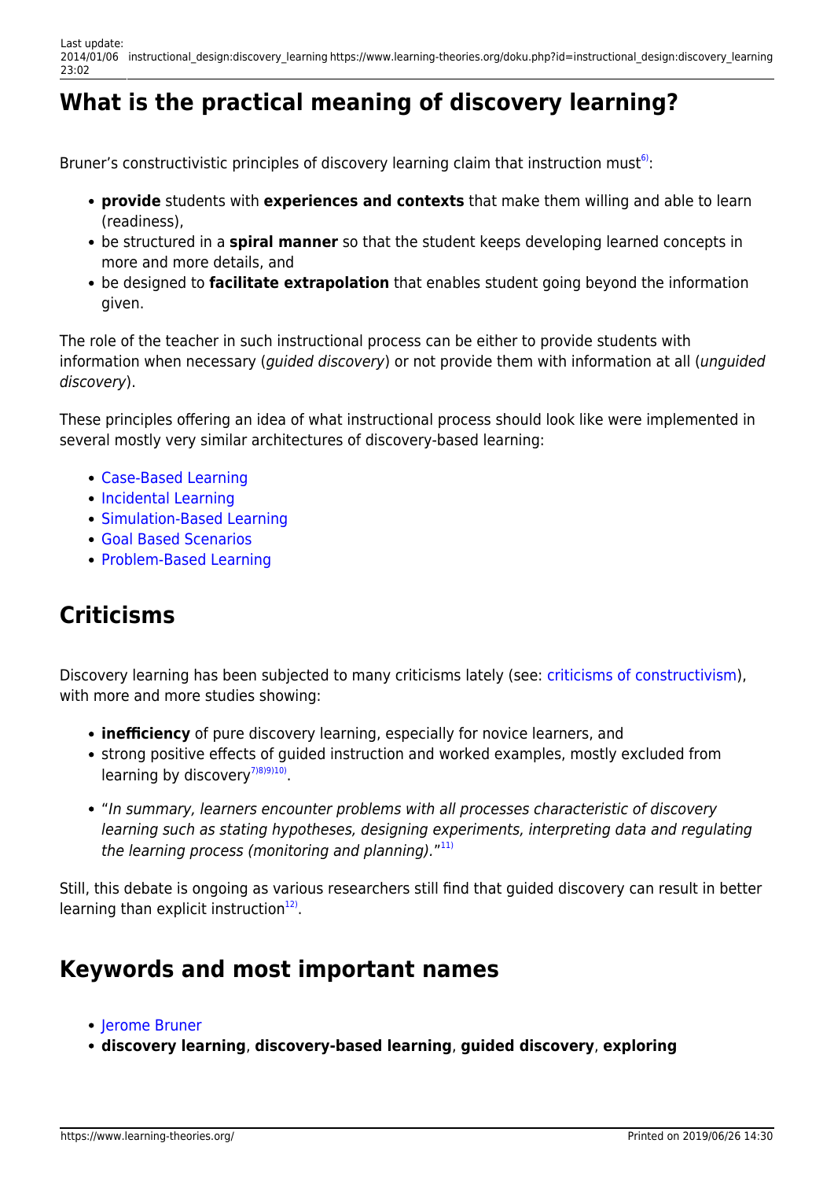## What is the practical meaning of discovery learning?

Bruner's constructivistic principles of discovery learning claim that instruction must[6]:

- **provide** students with **experiences and contexts** that make them willing and able to learn (readiness),
- be structured in a **spiral manner** so that the student keeps developing learned concepts in more and more details, and
- be designed to **facilitate extrapolation** that enables student going beyond the information given.

The role of the teacher in such instructional process can be either to provide students with information when necessary (*guided discovery*) or not provide them with information at all (*unguided discovery*).

These principles offering an idea of what instructional process should look like were implemented in several mostly very similar architectures of discovery-based learning:

- Case-Based Learning
- Incidental Learning
- Simulation-Based Learning
- Goal Based Scenarios
- Problem-Based Learning

## Criticisms

Discovery learning has been subjected to many criticisms lately (see: criticisms of constructivism), with more and more studies showing:

- **inefficiency** of pure discovery learning, especially for novice learners, and
- strong positive effects of guided instruction and worked examples, mostly excluded from learning by discovery[7][8][9][10].
- "*In summary, learners encounter problems with all processes characteristic of discovery learning such as stating hypotheses, designing experiments, interpreting data and regulating the learning process (monitoring and planning).*"[11]

Still, this debate is ongoing as various researchers still find that guided discovery can result in better learning than explicit instruction[12].

## Keywords and most important names

- Jerome Bruner
- **discovery learning**, **discovery-based learning**, **guided discovery**, **exploring**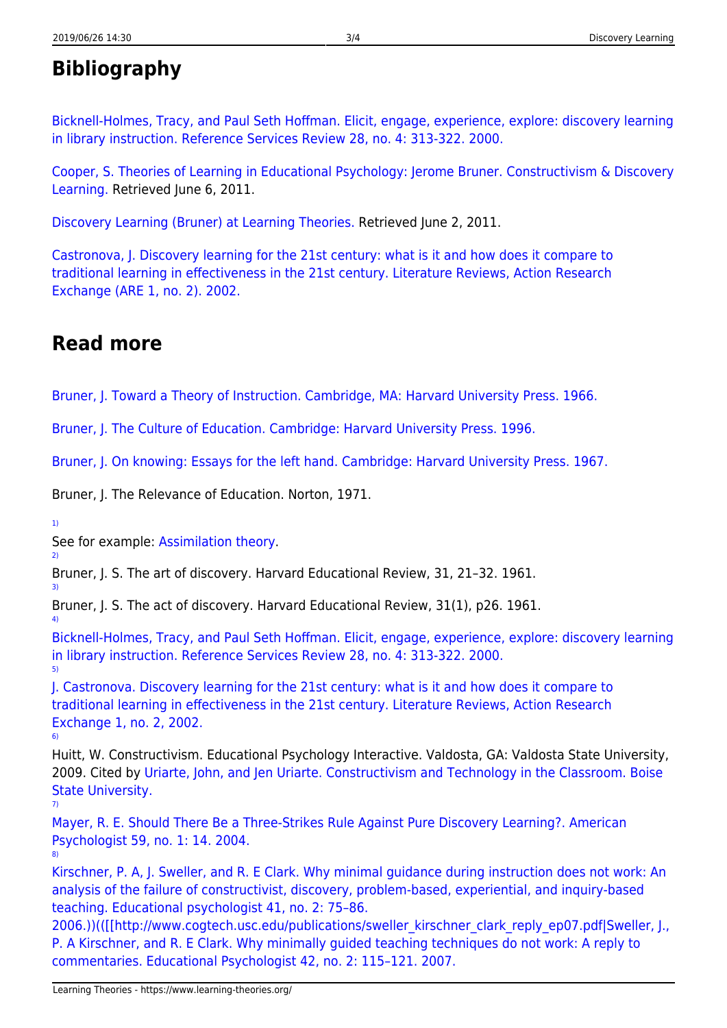## Bibliography

Bicknell-Holmes, Tracy, and Paul Seth Hoffman. Elicit, engage, experience, explore: discovery learning in library instruction. Reference Services Review 28, no. 4: 313-322. 2000.

Cooper, S. Theories of Learning in Educational Psychology: Jerome Bruner. Constructivism & Discovery Learning. Retrieved June 6, 2011.

Discovery Learning (Bruner) at Learning Theories. Retrieved June 2, 2011.

Castronova, J. Discovery learning for the 21st century: what is it and how does it compare to traditional learning in effectiveness in the 21st century. Literature Reviews, Action Research Exchange (ARE 1, no. 2). 2002.

## Read more

Bruner, J. Toward a Theory of Instruction. Cambridge, MA: Harvard University Press. 1966.

Bruner, J. The Culture of Education. Cambridge: Harvard University Press. 1996.

Bruner, J. On knowing: Essays for the left hand. Cambridge: Harvard University Press. 1967.

Bruner, J. The Relevance of Education. Norton, 1971.

[1] See for example: Assimilation theory.

[2] Bruner, J. S. The art of discovery. Harvard Educational Review, 31, 21–32. 1961.

[3] Bruner, J. S. The act of discovery. Harvard Educational Review, 31(1), p26. 1961.

[4] Bicknell-Holmes, Tracy, and Paul Seth Hoffman. Elicit, engage, experience, explore: discovery learning in library instruction. Reference Services Review 28, no. 4: 313-322. 2000.

[5] J. Castronova. Discovery learning for the 21st century: what is it and how does it compare to traditional learning in effectiveness in the 21st century. Literature Reviews, Action Research Exchange 1, no. 2, 2002.

[6] Huitt, W. Constructivism. Educational Psychology Interactive. Valdosta, GA: Valdosta State University, 2009. Cited by Uriarte, John, and Jen Uriarte. Constructivism and Technology in the Classroom. Boise State University.

[7] Mayer, R. E. Should There Be a Three-Strikes Rule Against Pure Discovery Learning?. American Psychologist 59, no. 1: 14. 2004.

[8] Kirschner, P. A, J. Sweller, and R. E Clark. Why minimal guidance during instruction does not work: An analysis of the failure of constructivist, discovery, problem-based, experiential, and inquiry-based teaching. Educational psychologist 41, no. 2: 75–86. 2006.))(([[http://www.cogtech.usc.edu/publications/sweller_kirschner_clark_reply_ep07.pdf|Sweller, J., P. A Kirschner, and R. E Clark. Why minimally guided teaching techniques do not work: A reply to commentaries. Educational Psychologist 42, no. 2: 115–121. 2007.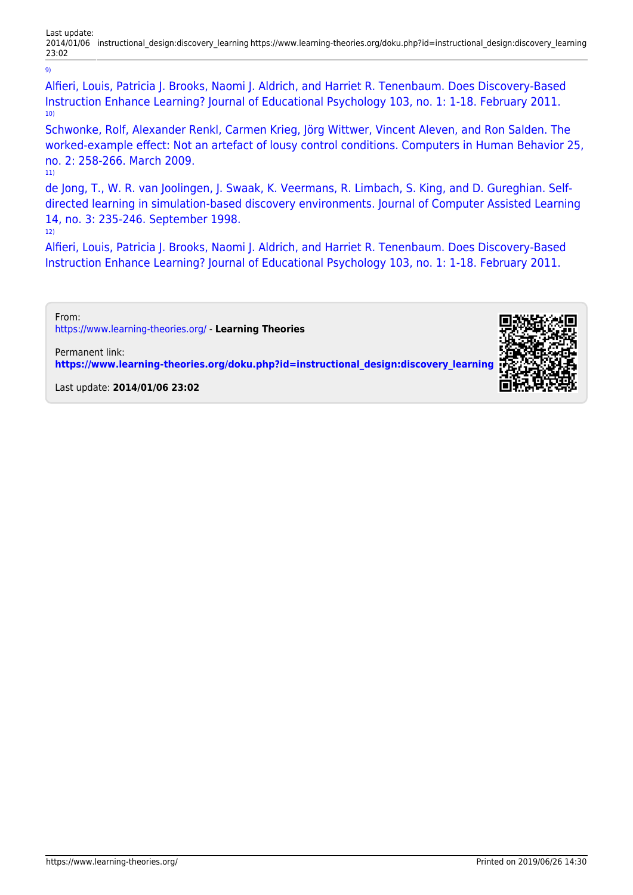[9] Alfieri, Louis, Patricia J. Brooks, Naomi J. Aldrich, and Harriet R. Tenenbaum. Does Discovery-Based Instruction Enhance Learning? Journal of Educational Psychology 103, no. 1: 1-18. February 2011.

[10] Schwonke, Rolf, Alexander Renkl, Carmen Krieg, Jörg Wittwer, Vincent Aleven, and Ron Salden. The worked-example effect: Not an artefact of lousy control conditions. Computers in Human Behavior 25, no. 2: 258-266. March 2009.

[11] de Jong, T., W. R. van Joolingen, J. Swaak, K. Veermans, R. Limbach, S. King, and D. Gureghian. Self-directed learning in simulation-based discovery environments. Journal of Computer Assisted Learning 14, no. 3: 235-246. September 1998.

[12] Alfieri, Louis, Patricia J. Brooks, Naomi J. Aldrich, and Harriet R. Tenenbaum. Does Discovery-Based Instruction Enhance Learning? Journal of Educational Psychology 103, no. 1: 1-18. February 2011.

From:
https://www.learning-theories.org/ - **Learning Theories**

Permanent link:
**https://www.learning-theories.org/doku.php?id=instructional_design:discovery_learning**

Last update: **2014/01/06 23:02**